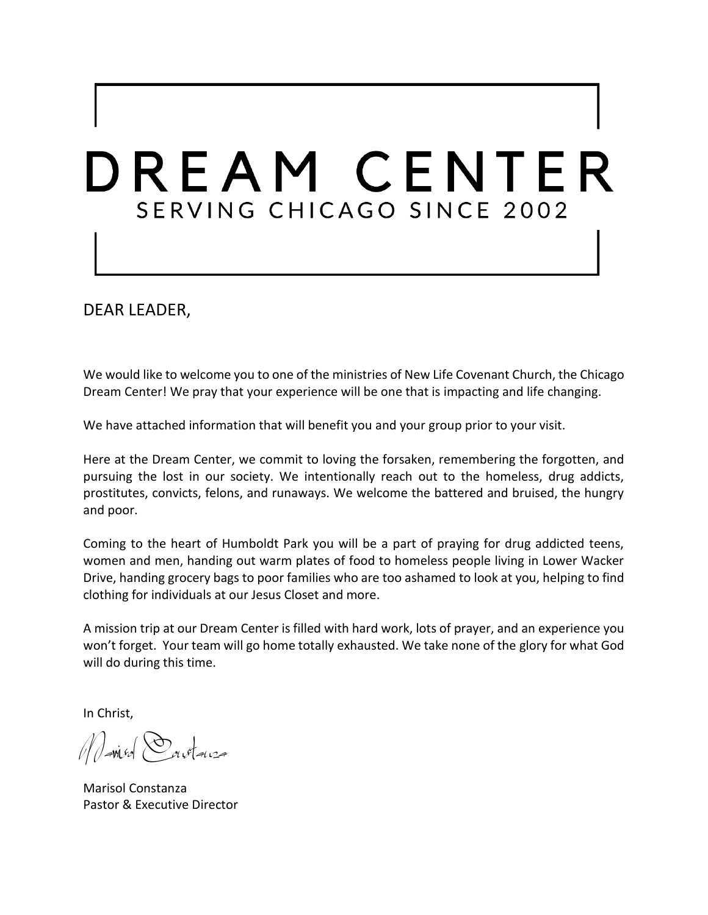# DREAM CENTER

SERVING CHICAGO SINCE 2002

DEAR LEADER,

We would like to welcome you to one of the ministries of New Life Covenant Church, the Chicago Dream Center! We pray that your experience will be one that is impacting and life changing.

We have attached information that will benefit you and your group prior to your visit.

Here at the Dream Center, we commit to loving the forsaken, remembering the forgotten, and pursuing the lost in our society. We intentionally reach out to the homeless, drug addicts, prostitutes, convicts, felons, and runaways. We welcome the battered and bruised, the hungry and poor.

Coming to the heart of Humboldt Park you will be a part of praying for drug addicted teens, women and men, handing out warm plates of food to homeless people living in Lower Wacker Drive, handing grocery bags to poor families who are too ashamed to look at you, helping to find clothing for individuals at our Jesus Closet and more.

A mission trip at our Dream Center is filled with hard work, lots of prayer, and an experience you won't forget. Your team will go home totally exhausted. We take none of the glory for what God will do during this time.

In Christ,

Marisol Constanza
Pastor & Executive Director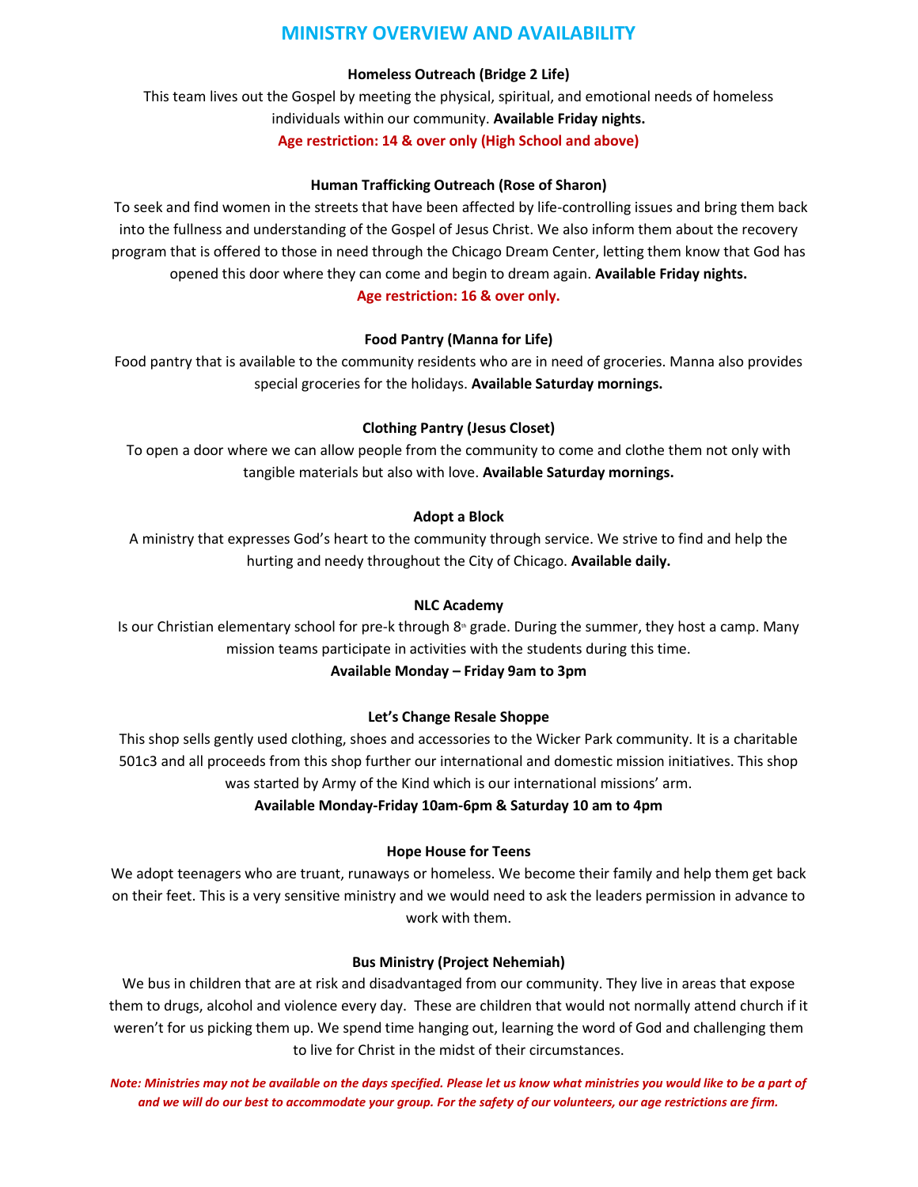# MINISTRY OVERVIEW AND AVAILABILITY

**Homeless Outreach (Bridge 2 Life)**

This team lives out the Gospel by meeting the physical, spiritual, and emotional needs of homeless individuals within our community. **Available Friday nights.**

**Age restriction: 14 & over only (High School and above)**

**Human Trafficking Outreach (Rose of Sharon)**

To seek and find women in the streets that have been affected by life-controlling issues and bring them back into the fullness and understanding of the Gospel of Jesus Christ. We also inform them about the recovery program that is offered to those in need through the Chicago Dream Center, letting them know that God has opened this door where they can come and begin to dream again. **Available Friday nights.**

**Age restriction: 16 & over only.**

**Food Pantry (Manna for Life)**

Food pantry that is available to the community residents who are in need of groceries. Manna also provides special groceries for the holidays. **Available Saturday mornings.**

**Clothing Pantry (Jesus Closet)**

To open a door where we can allow people from the community to come and clothe them not only with tangible materials but also with love. **Available Saturday mornings.**

**Adopt a Block**

A ministry that expresses God's heart to the community through service. We strive to find and help the hurting and needy throughout the City of Chicago. **Available daily.**

**NLC Academy**

Is our Christian elementary school for pre-k through 8th grade. During the summer, they host a camp. Many mission teams participate in activities with the students during this time.

**Available Monday – Friday 9am to 3pm**

**Let's Change Resale Shoppe**

This shop sells gently used clothing, shoes and accessories to the Wicker Park community. It is a charitable 501c3 and all proceeds from this shop further our international and domestic mission initiatives. This shop was started by Army of the Kind which is our international missions' arm.

**Available Monday-Friday 10am-6pm & Saturday 10 am to 4pm**

**Hope House for Teens**

We adopt teenagers who are truant, runaways or homeless. We become their family and help them get back on their feet. This is a very sensitive ministry and we would need to ask the leaders permission in advance to work with them.

**Bus Ministry (Project Nehemiah)**

We bus in children that are at risk and disadvantaged from our community. They live in areas that expose them to drugs, alcohol and violence every day. These are children that would not normally attend church if it weren't for us picking them up. We spend time hanging out, learning the word of God and challenging them to live for Christ in the midst of their circumstances.

***Note: Ministries may not be available on the days specified. Please let us know what ministries you would like to be a part of and we will do our best to accommodate your group. For the safety of our volunteers, our age restrictions are firm.***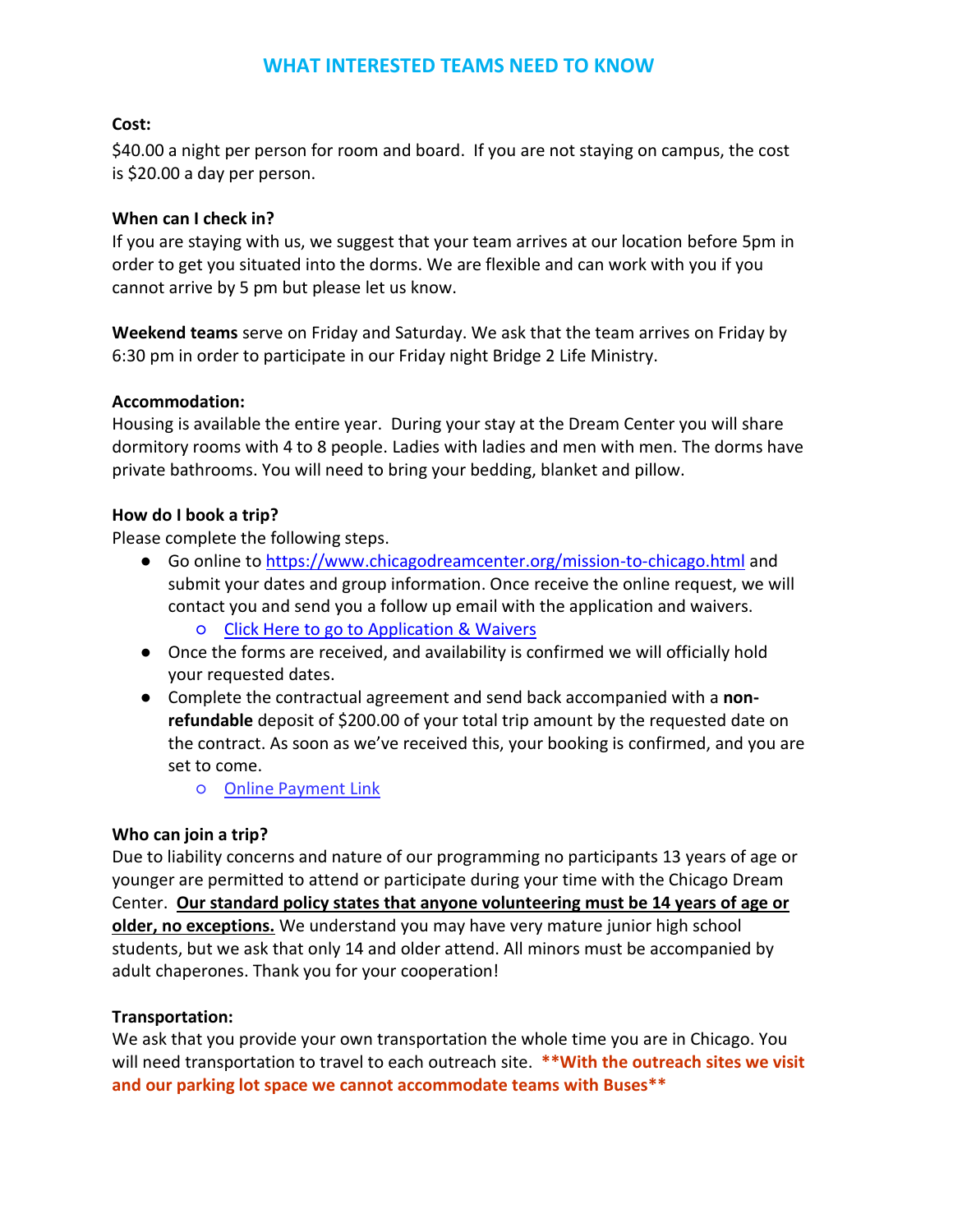## WHAT INTERESTED TEAMS NEED TO KNOW

**Cost:**

$40.00 a night per person for room and board. If you are not staying on campus, the cost is $20.00 a day per person.

**When can I check in?**

If you are staying with us, we suggest that your team arrives at our location before 5pm in order to get you situated into the dorms. We are flexible and can work with you if you cannot arrive by 5 pm but please let us know.

**Weekend teams** serve on Friday and Saturday. We ask that the team arrives on Friday by 6:30 pm in order to participate in our Friday night Bridge 2 Life Ministry.

**Accommodation:**

Housing is available the entire year. During your stay at the Dream Center you will share dormitory rooms with 4 to 8 people. Ladies with ladies and men with men. The dorms have private bathrooms. You will need to bring your bedding, blanket and pillow.

**How do I book a trip?**

Please complete the following steps.

- Go online to [https://www.chicagodreamcenter.org/mission-to-chicago.html](https://www.chicagodreamcenter.org/mission-to-chicago.html) and submit your dates and group information. Once receive the online request, we will contact you and send you a follow up email with the application and waivers.
  - Click Here to go to Application & Waivers
- Once the forms are received, and availability is confirmed we will officially hold your requested dates.
- Complete the contractual agreement and send back accompanied with a **non-refundable** deposit of $200.00 of your total trip amount by the requested date on the contract. As soon as we've received this, your booking is confirmed, and you are set to come.
  - Online Payment Link

**Who can join a trip?**

Due to liability concerns and nature of our programming no participants 13 years of age or younger are permitted to attend or participate during your time with the Chicago Dream Center. **Our standard policy states that anyone volunteering must be 14 years of age or older, no exceptions.** We understand you may have very mature junior high school students, but we ask that only 14 and older attend. All minors must be accompanied by adult chaperones. Thank you for your cooperation!

**Transportation:**

We ask that you provide your own transportation the whole time you are in Chicago. You will need transportation to travel to each outreach site. **\*\*With the outreach sites we visit and our parking lot space we cannot accommodate teams with Buses\*\***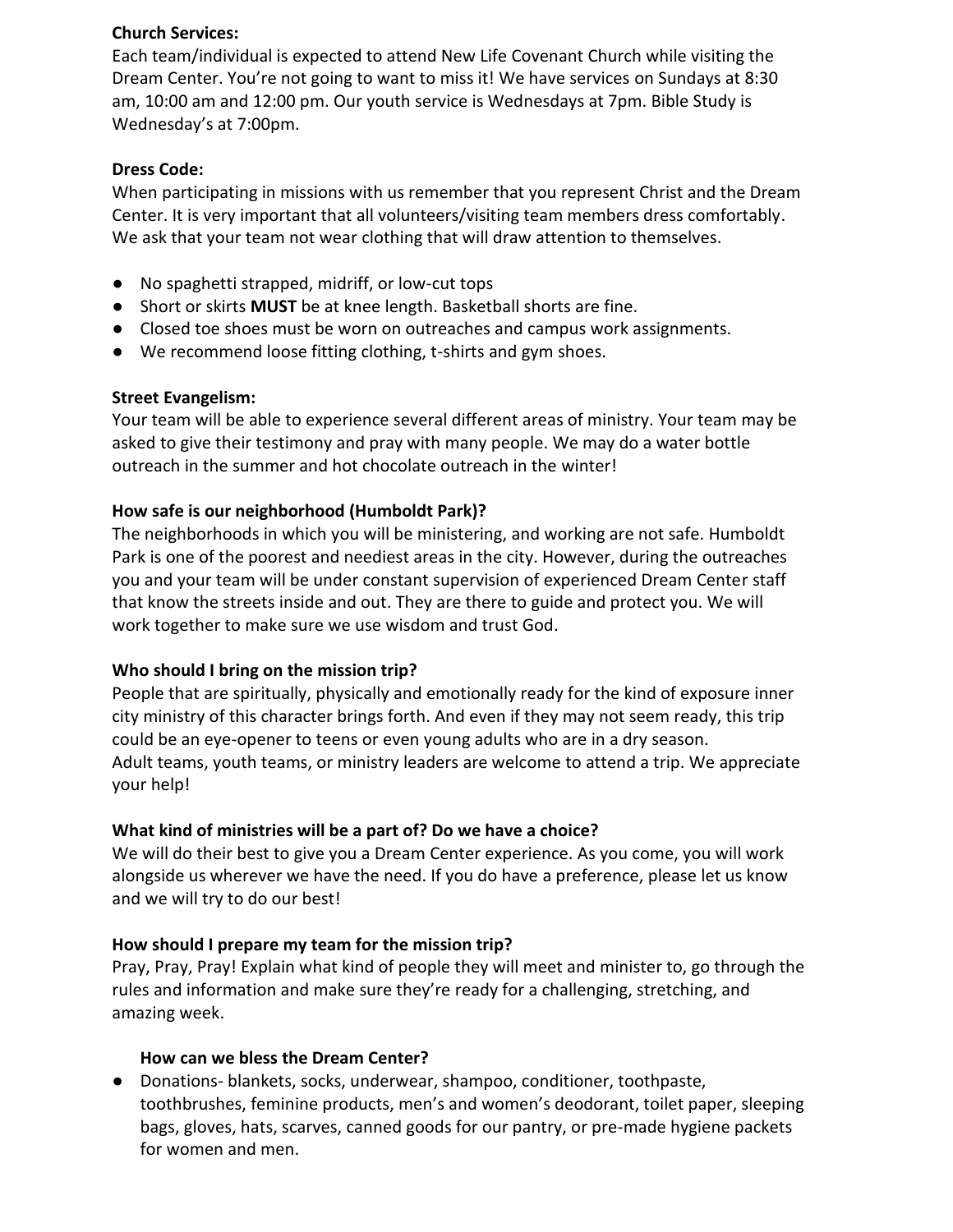**Church Services:**
Each team/individual is expected to attend New Life Covenant Church while visiting the Dream Center. You're not going to want to miss it! We have services on Sundays at 8:30 am, 10:00 am and 12:00 pm. Our youth service is Wednesdays at 7pm. Bible Study is Wednesday's at 7:00pm.

**Dress Code:**
When participating in missions with us remember that you represent Christ and the Dream Center. It is very important that all volunteers/visiting team members dress comfortably. We ask that your team not wear clothing that will draw attention to themselves.

- No spaghetti strapped, midriff, or low-cut tops
- Short or skirts **MUST** be at knee length. Basketball shorts are fine.
- Closed toe shoes must be worn on outreaches and campus work assignments.
- We recommend loose fitting clothing, t-shirts and gym shoes.

**Street Evangelism:**
Your team will be able to experience several different areas of ministry. Your team may be asked to give their testimony and pray with many people. We may do a water bottle outreach in the summer and hot chocolate outreach in the winter!

**How safe is our neighborhood (Humboldt Park)?**
The neighborhoods in which you will be ministering, and working are not safe. Humboldt Park is one of the poorest and neediest areas in the city. However, during the outreaches you and your team will be under constant supervision of experienced Dream Center staff that know the streets inside and out. They are there to guide and protect you. We will work together to make sure we use wisdom and trust God.

**Who should I bring on the mission trip?**
People that are spiritually, physically and emotionally ready for the kind of exposure inner city ministry of this character brings forth. And even if they may not seem ready, this trip could be an eye-opener to teens or even young adults who are in a dry season.
Adult teams, youth teams, or ministry leaders are welcome to attend a trip. We appreciate your help!

**What kind of ministries will be a part of? Do we have a choice?**
We will do their best to give you a Dream Center experience. As you come, you will work alongside us wherever we have the need. If you do have a preference, please let us know and we will try to do our best!

**How should I prepare my team for the mission trip?**
Pray, Pray, Pray! Explain what kind of people they will meet and minister to, go through the rules and information and make sure they're ready for a challenging, stretching, and amazing week.

**How can we bless the Dream Center?**

- Donations- blankets, socks, underwear, shampoo, conditioner, toothpaste, toothbrushes, feminine products, men's and women's deodorant, toilet paper, sleeping bags, gloves, hats, scarves, canned goods for our pantry, or pre-made hygiene packets for women and men.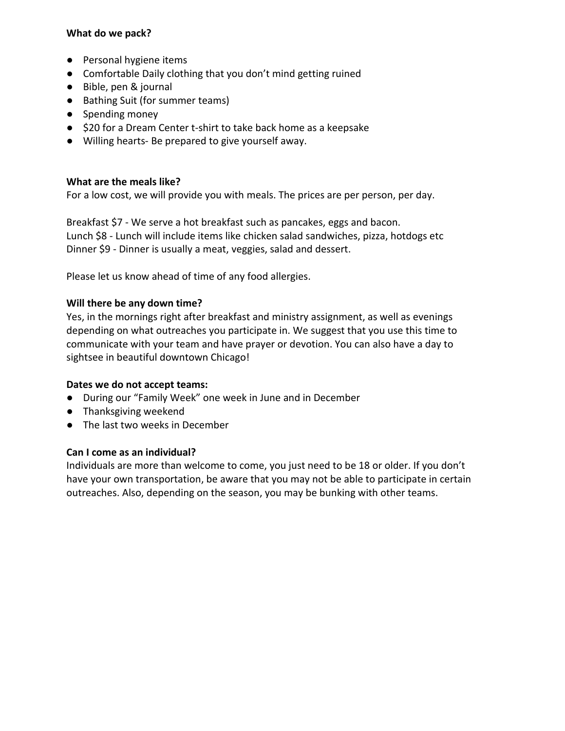**What do we pack?**

- Personal hygiene items
- Comfortable Daily clothing that you don't mind getting ruined
- Bible, pen & journal
- Bathing Suit (for summer teams)
- Spending money
- $20 for a Dream Center t-shirt to take back home as a keepsake
- Willing hearts- Be prepared to give yourself away.

**What are the meals like?**

For a low cost, we will provide you with meals. The prices are per person, per day.

Breakfast $7 - We serve a hot breakfast such as pancakes, eggs and bacon.
Lunch $8 - Lunch will include items like chicken salad sandwiches, pizza, hotdogs etc
Dinner $9 - Dinner is usually a meat, veggies, salad and dessert.

Please let us know ahead of time of any food allergies.

**Will there be any down time?**

Yes, in the mornings right after breakfast and ministry assignment, as well as evenings depending on what outreaches you participate in. We suggest that you use this time to communicate with your team and have prayer or devotion. You can also have a day to sightsee in beautiful downtown Chicago!

**Dates we do not accept teams:**

- During our "Family Week" one week in June and in December
- Thanksgiving weekend
- The last two weeks in December

**Can I come as an individual?**

Individuals are more than welcome to come, you just need to be 18 or older. If you don't have your own transportation, be aware that you may not be able to participate in certain outreaches. Also, depending on the season, you may be bunking with other teams.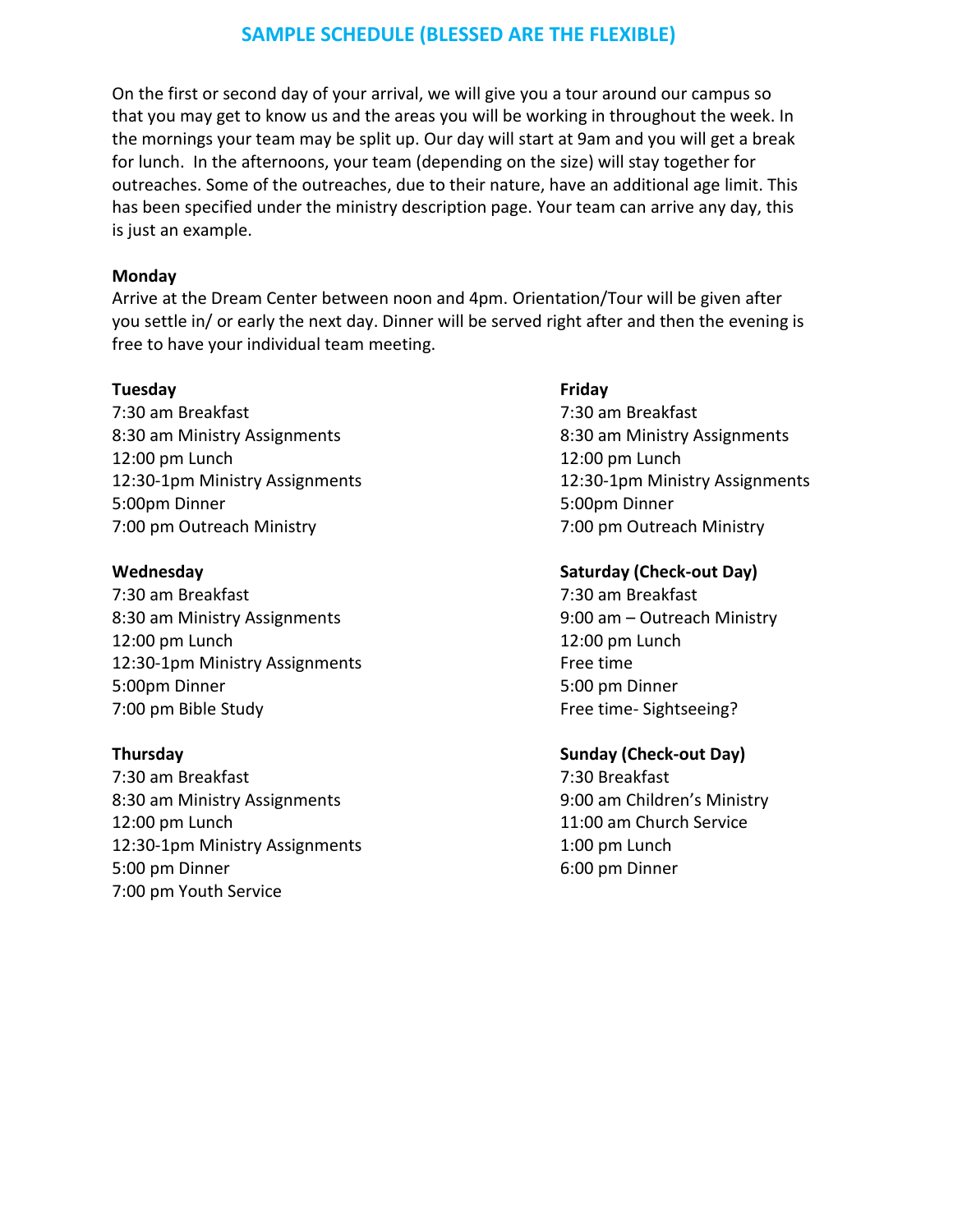## SAMPLE SCHEDULE (BLESSED ARE THE FLEXIBLE)

On the first or second day of your arrival, we will give you a tour around our campus so that you may get to know us and the areas you will be working in throughout the week. In the mornings your team may be split up. Our day will start at 9am and you will get a break for lunch. In the afternoons, your team (depending on the size) will stay together for outreaches. Some of the outreaches, due to their nature, have an additional age limit. This has been specified under the ministry description page. Your team can arrive any day, this is just an example.

**Monday**
Arrive at the Dream Center between noon and 4pm. Orientation/Tour will be given after you settle in/ or early the next day. Dinner will be served right after and then the evening is free to have your individual team meeting.

**Tuesday**
7:30 am Breakfast
8:30 am Ministry Assignments
12:00 pm Lunch
12:30-1pm Ministry Assignments
5:00pm Dinner
7:00 pm Outreach Ministry

**Wednesday**
7:30 am Breakfast
8:30 am Ministry Assignments
12:00 pm Lunch
12:30-1pm Ministry Assignments
5:00pm Dinner
7:00 pm Bible Study

**Thursday**
7:30 am Breakfast
8:30 am Ministry Assignments
12:00 pm Lunch
12:30-1pm Ministry Assignments
5:00 pm Dinner
7:00 pm Youth Service

**Friday**
7:30 am Breakfast
8:30 am Ministry Assignments
12:00 pm Lunch
12:30-1pm Ministry Assignments
5:00pm Dinner
7:00 pm Outreach Ministry

**Saturday (Check-out Day)**
7:30 am Breakfast
9:00 am – Outreach Ministry
12:00 pm Lunch
Free time
5:00 pm Dinner
Free time- Sightseeing?

**Sunday (Check-out Day)**
7:30 Breakfast
9:00 am Children's Ministry
11:00 am Church Service
1:00 pm Lunch
6:00 pm Dinner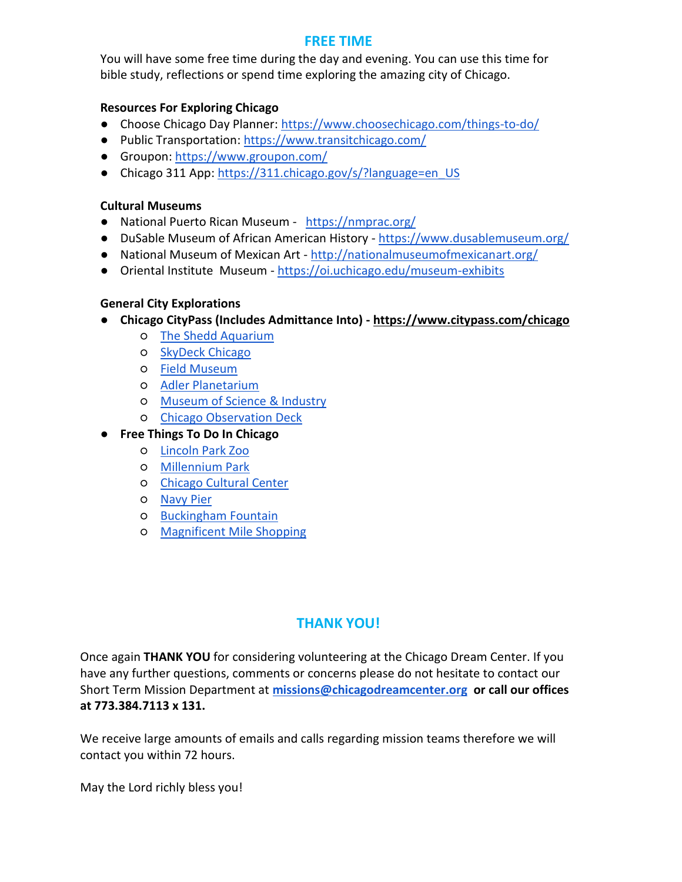## FREE TIME

You will have some free time during the day and evening. You can use this time for bible study, reflections or spend time exploring the amazing city of Chicago.

**Resources For Exploring Chicago**

- Choose Chicago Day Planner: https://www.choosechicago.com/things-to-do/
- Public Transportation: https://www.transitchicago.com/
- Groupon: https://www.groupon.com/
- Chicago 311 App: https://311.chicago.gov/s/?language=en_US

**Cultural Museums**

- National Puerto Rican Museum - https://nmprac.org/
- DuSable Museum of African American History - https://www.dusablemuseum.org/
- National Museum of Mexican Art - http://nationalmuseumofmexicanart.org/
- Oriental Institute Museum - https://oi.uchicago.edu/museum-exhibits

**General City Explorations**

- **Chicago CityPass (Includes Admittance Into) - https://www.citypass.com/chicago**
  - The Shedd Aquarium
  - SkyDeck Chicago
  - Field Museum
  - Adler Planetarium
  - Museum of Science & Industry
  - Chicago Observation Deck
- **Free Things To Do In Chicago**
  - Lincoln Park Zoo
  - Millennium Park
  - Chicago Cultural Center
  - Navy Pier
  - Buckingham Fountain
  - Magnificent Mile Shopping

## THANK YOU!

Once again **THANK YOU** for considering volunteering at the Chicago Dream Center. If you have any further questions, comments or concerns please do not hesitate to contact our Short Term Mission Department at **missions@chicagodreamcenter.org or call our offices at 773.384.7113 x 131.**

We receive large amounts of emails and calls regarding mission teams therefore we will contact you within 72 hours.

May the Lord richly bless you!